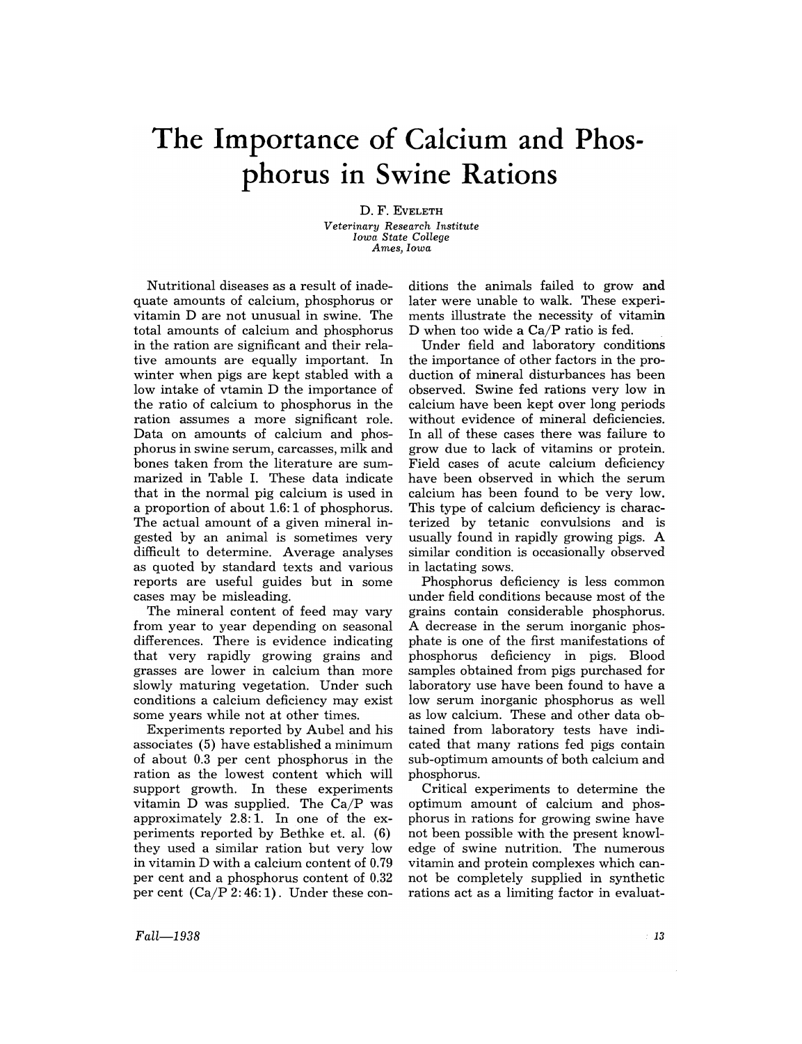# The Importance of Calcium and Phosphorus in Swine Rations

D. F. EVELETH

*Veterinary Research Institute*
*Iowa State College*
*Ames, Iowa*

Nutritional diseases as a result of inadequate amounts of calcium, phosphorus or vitamin D are not unusual in swine. The total amounts of calcium and phosphorus in the ration are significant and their relative amounts are equally important. In winter when pigs are kept stabled with a low intake of vtamin D the importance of the ratio of calcium to phosphorus in the ration assumes a more significant role. Data on amounts of calcium and phosphorus in swine serum, carcasses, milk and bones taken from the literature are summarized in Table I. These data indicate that in the normal pig calcium is used in a proportion of about 1.6:1 of phosphorus. The actual amount of a given mineral ingested by an animal is sometimes very difficult to determine. Average analyses as quoted by standard texts and various reports are useful guides but in some cases may be misleading.

The mineral content of feed may vary from year to year depending on seasonal differences. There is evidence indicating that very rapidly growing grains and grasses are lower in calcium than more slowly maturing vegetation. Under such conditions a calcium deficiency may exist some years while not at other times.

Experiments reported by Aubel and his associates (5) have established a minimum of about 0.3 per cent phosphorus in the ration as the lowest content which will support growth. In these experiments vitamin D was supplied. The Ca/P was approximately 2.8:1. In one of the experiments reported by Bethke et. al. (6) they used a similar ration but very low in vitamin D with a calcium content of 0.79 per cent and a phosphorus content of 0.32 per cent (Ca/P 2:46:1). Under these conditions the animals failed to grow and later were unable to walk. These experiments illustrate the necessity of vitamin D when too wide a Ca/P ratio is fed.

Under field and laboratory conditions the importance of other factors in the production of mineral disturbances has been observed. Swine fed rations very low in calcium have been kept over long periods without evidence of mineral deficiencies. In all of these cases there was failure to grow due to lack of vitamins or protein. Field cases of acute calcium deficiency have been observed in which the serum calcium has been found to be very low. This type of calcium deficiency is characterized by tetanic convulsions and is usually found in rapidly growing pigs. A similar condition is occasionally observed in lactating sows.

Phosphorus deficiency is less common under field conditions because most of the grains contain considerable phosphorus. A decrease in the serum inorganic phosphate is one of the first manifestations of phosphorus deficiency in pigs. Blood samples obtained from pigs purchased for laboratory use have been found to have a low serum inorganic phosphorus as well as low calcium. These and other data obtained from laboratory tests have indicated that many rations fed pigs contain sub-optimum amounts of both calcium and phosphorus.

Critical experiments to determine the optimum amount of calcium and phosphorus in rations for growing swine have not been possible with the present knowledge of swine nutrition. The numerous vitamin and protein complexes which cannot be completely supplied in synthetic rations act as a limiting factor in evaluat-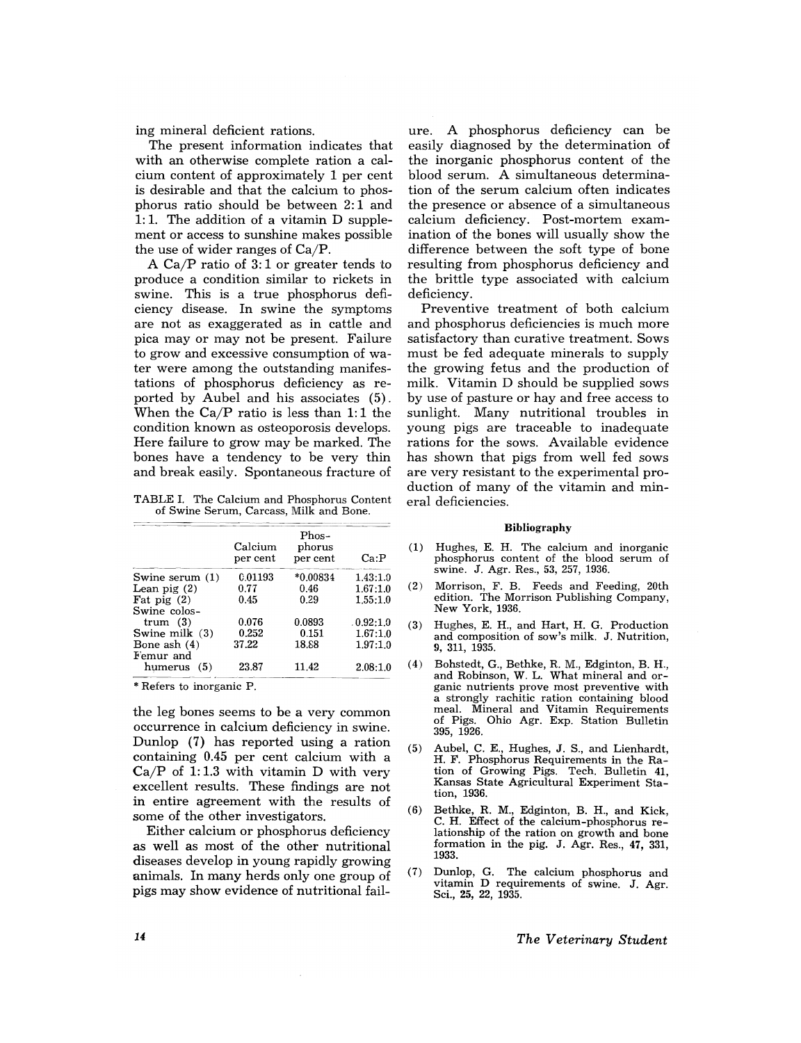ing mineral deficient rations.

The present information indicates that with an otherwise complete ration a calcium content of approximately 1 per cent is desirable and that the calcium to phosphorus ratio should be between 2:1 and 1:1. The addition of a vitamin D supplement or access to sunshine makes possible the use of wider ranges of Ca/P.

A Ca/P ratio of 3:1 or greater tends to produce a condition similar to rickets in swine. This is a true phosphorus deficiency disease. In swine the symptoms are not as exaggerated as in cattle and pica may or may not be present. Failure to grow and excessive consumption of water were among the outstanding manifestations of phosphorus deficiency as reported by Aubel and his associates (5). When the Ca/P ratio is less than 1:1 the condition known as osteoporosis develops. Here failure to grow may be marked. The bones have a tendency to be very thin and break easily. Spontaneous fracture of the leg bones seems to be a very common occurrence in calcium deficiency in swine. Dunlop (7) has reported using a ration containing 0.45 per cent calcium with a Ca/P of 1:1.3 with vitamin D with very excellent results. These findings are not in entire agreement with the results of some of the other investigators.

TABLE I. The Calcium and Phosphorus Content of Swine Serum, Carcass, Milk and Bone.

| | Calcium per cent | Phosphorus per cent | Ca:P |
|---|---|---|---|
| Swine serum (1) | 0.01193 | *0.00834 | 1.43:1.0 |
| Lean pig (2) | 0.77 | 0.46 | 1.67:1.0 |
| Fat pig (2) | 0.45 | 0.29 | 1.55:1.0 |
| Swine colostrum (3) | 0.076 | 0.0893 | 0.92:1.0 |
| Swine milk (3) | 0.252 | 0.151 | 1.67:1.0 |
| Bone ash (4) | 37.22 | 18.88 | 1.97:1.0 |
| Femur and humerus (5) | 23.87 | 11.42 | 2.08:1.0 |

\* Refers to inorganic P.

Either calcium or phosphorus deficiency as well as most of the other nutritional diseases develop in young rapidly growing animals. In many herds only one group of pigs may show evidence of nutritional failure. A phosphorus deficiency can be easily diagnosed by the determination of the inorganic phosphorus content of the blood serum. A simultaneous determination of the serum calcium often indicates the presence or absence of a simultaneous calcium deficiency. Post-mortem examination of the bones will usually show the difference between the soft type of bone resulting from phosphorus deficiency and the brittle type associated with calcium deficiency.

Preventive treatment of both calcium and phosphorus deficiencies is much more satisfactory than curative treatment. Sows must be fed adequate minerals to supply the growing fetus and the production of milk. Vitamin D should be supplied sows by use of pasture or hay and free access to sunlight. Many nutritional troubles in young pigs are traceable to inadequate rations for the sows. Available evidence has shown that pigs from well fed sows are very resistant to the experimental production of many of the vitamin and mineral deficiencies.

## Bibliography

(1) Hughes, E. H. The calcium and inorganic phosphorus content of the blood serum of swine. J. Agr. Res., 53, 257, 1936.

(2) Morrison, F. B. Feeds and Feeding, 20th edition. The Morrison Publishing Company, New York, 1936.

(3) Hughes, E. H., and Hart, H. G. Production and composition of sow's milk. J. Nutrition, 9, 311, 1935.

(4) Bohstedt, G., Bethke, R. M., Edginton, B. H., and Robinson, W. L. What mineral and organic nutrients prove most preventive with a strongly rachitic ration containing blood meal. Mineral and Vitamin Requirements of Pigs. Ohio Agr. Exp. Station Bulletin 395, 1926.

(5) Aubel, C. E., Hughes, J. S., and Lienhardt, H. F. Phosphorus Requirements in the Ration of Growing Pigs. Tech. Bulletin 41, Kansas State Agricultural Experiment Station, 1936.

(6) Bethke, R. M., Edginton, B. H., and Kick, C. H. Effect of the calcium-phosphorus relationship of the ration on growth and bone formation in the pig. J. Agr. Res., 47, 331, 1933.

(7) Dunlop, G. The calcium phosphorus and vitamin D requirements of swine. J. Agr. Sci., 25, 22, 1935.